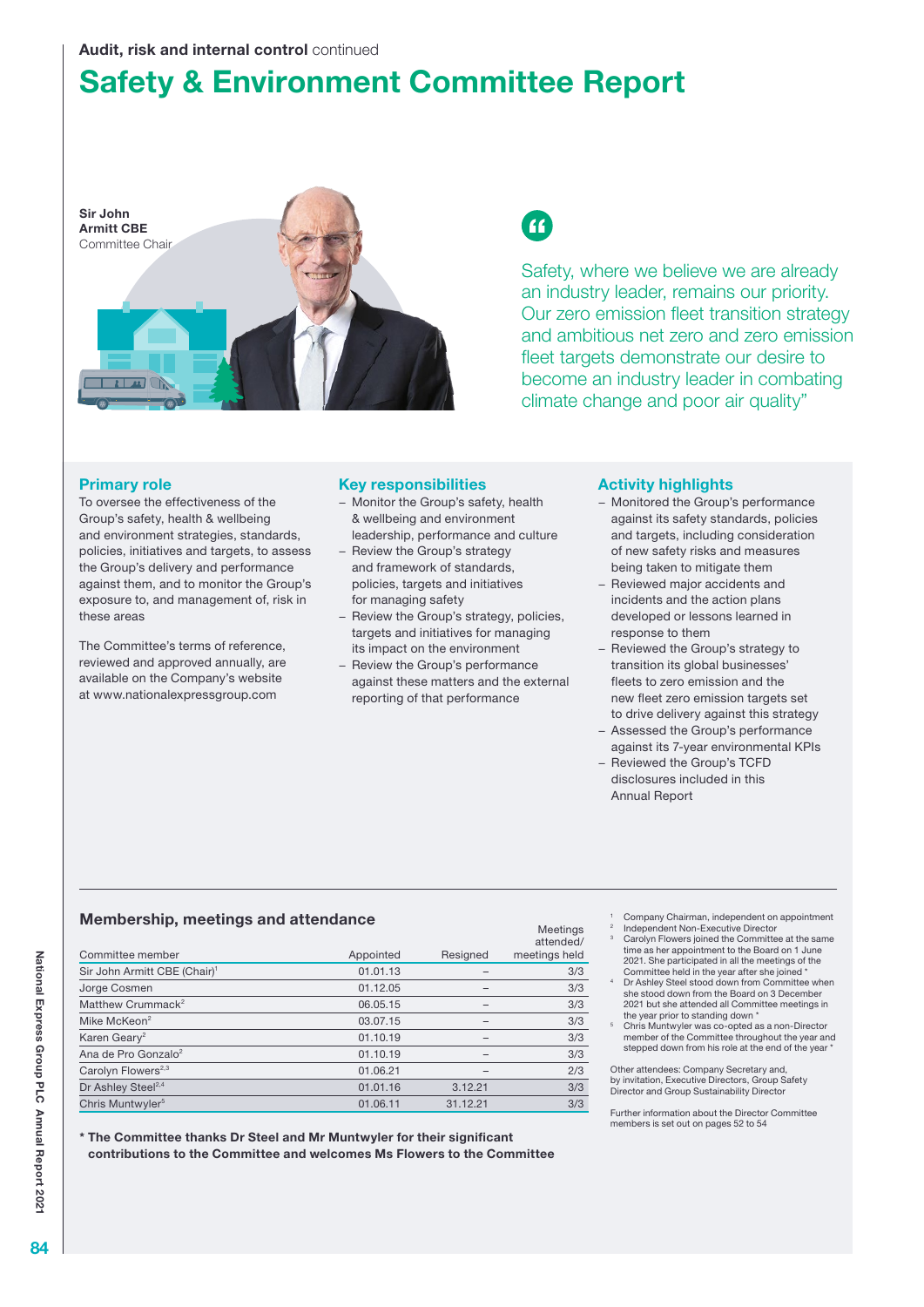Audit, risk and internal control continued

# Safety & Environment Committee Report

**Sir John Armitt CBE**
Committee Chair

> Safety, where we believe we are already an industry leader, remains our priority. Our zero emission fleet transition strategy and ambitious net zero and zero emission fleet targets demonstrate our desire to become an industry leader in combating climate change and poor air quality"

## Primary role

To oversee the effectiveness of the Group's safety, health & wellbeing and environment strategies, standards, policies, initiatives and targets, to assess the Group's delivery and performance against them, and to monitor the Group's exposure to, and management of, risk in these areas

The Committee's terms of reference, reviewed and approved annually, are available on the Company's website at www.nationalexpressgroup.com

## Key responsibilities

- Monitor the Group's safety, health & wellbeing and environment leadership, performance and culture
- Review the Group's strategy and framework of standards, policies, targets and initiatives for managing safety
- Review the Group's strategy, policies, targets and initiatives for managing its impact on the environment
- Review the Group's performance against these matters and the external reporting of that performance

## Activity highlights

- Monitored the Group's performance against its safety standards, policies and targets, including consideration of new safety risks and measures being taken to mitigate them
- Reviewed major accidents and incidents and the action plans developed or lessons learned in response to them
- Reviewed the Group's strategy to transition its global businesses' fleets to zero emission and the new fleet zero emission targets set to drive delivery against this strategy
- Assessed the Group's performance against its 7-year environmental KPIs
- Reviewed the Group's TCFD disclosures included in this Annual Report

## Membership, meetings and attendance

| Committee member | Appointed | Resigned | Meetings attended/ meetings held |
|---|---|---|---|
| Sir John Armitt CBE (Chair)[1] | 01.01.13 | – | 3/3 |
| Jorge Cosmen | 01.12.05 | – | 3/3 |
| Matthew Crummack[2] | 06.05.15 | – | 3/3 |
| Mike McKeon[2] | 03.07.15 | – | 3/3 |
| Karen Geary[2] | 01.10.19 | – | 3/3 |
| Ana de Pro Gonzalo[2] | 01.10.19 | – | 3/3 |
| Carolyn Flowers[2,3] | 01.06.21 | – | 2/3 |
| Dr Ashley Steel[2,4] | 01.01.16 | 3.12.21 | 3/3 |
| Chris Muntwyler[5] | 01.06.11 | 31.12.21 | 3/3 |

**\* The Committee thanks Dr Steel and Mr Muntwyler for their significant contributions to the Committee and welcomes Ms Flowers to the Committee**

1. Company Chairman, independent on appointment
2. Independent Non-Executive Director
3. Carolyn Flowers joined the Committee at the same time as her appointment to the Board on 1 June 2021. She participated in all the meetings of the Committee held in the year after she joined *
4. Dr Ashley Steel stood down from Committee when she stood down from the Board on 3 December 2021 but she attended all Committee meetings in the year prior to standing down *
5. Chris Muntwyler was co-opted as a non-Director member of the Committee throughout the year and stepped down from his role at the end of the year *

Other attendees: Company Secretary and, by invitation, Executive Directors, Group Safety Director and Group Sustainability Director

Further information about the Director Committee members is set out on pages 52 to 54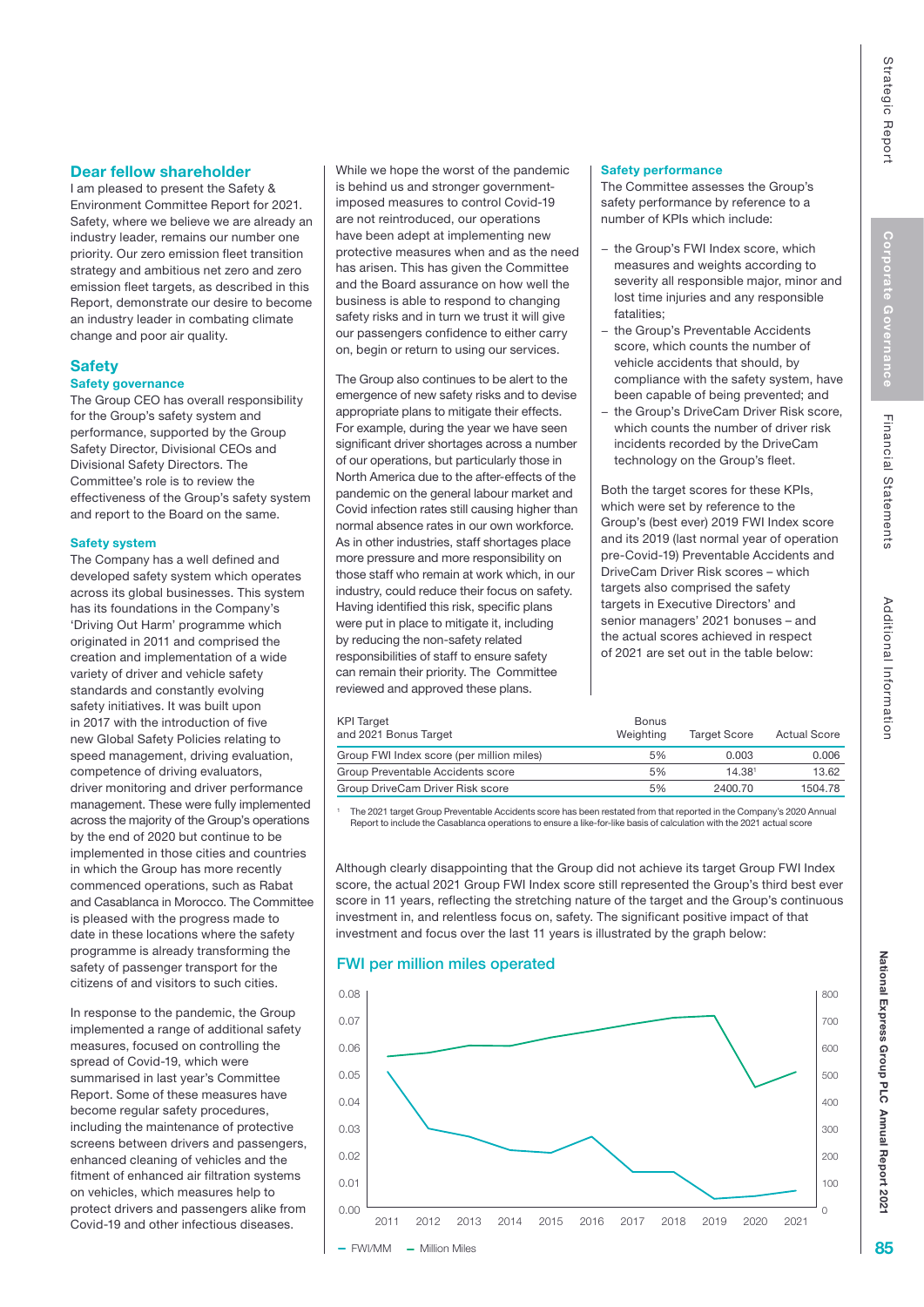## Dear fellow shareholder

I am pleased to present the Safety & Environment Committee Report for 2021. Safety, where we believe we are already an industry leader, remains our number one priority. Our zero emission fleet transition strategy and ambitious net zero and zero emission fleet targets, as described in this Report, demonstrate our desire to become an industry leader in combating climate change and poor air quality.

## Safety

### Safety governance

The Group CEO has overall responsibility for the Group's safety system and performance, supported by the Group Safety Director, Divisional CEOs and Divisional Safety Directors. The Committee's role is to review the effectiveness of the Group's safety system and report to the Board on the same.

### Safety system

The Company has a well defined and developed safety system which operates across its global businesses. This system has its foundations in the Company's 'Driving Out Harm' programme which originated in 2011 and comprised the creation and implementation of a wide variety of driver and vehicle safety standards and constantly evolving safety initiatives. It was built upon in 2017 with the introduction of five new Global Safety Policies relating to speed management, driving evaluation, competence of driving evaluators, driver monitoring and driver performance management. These were fully implemented across the majority of the Group's operations by the end of 2020 but continue to be implemented in those cities and countries in which the Group has more recently commenced operations, such as Rabat and Casablanca in Morocco. The Committee is pleased with the progress made to date in these locations where the safety programme is already transforming the safety of passenger transport for the citizens of and visitors to such cities.

In response to the pandemic, the Group implemented a range of additional safety measures, focused on controlling the spread of Covid-19, which were summarised in last year's Committee Report. Some of these measures have become regular safety procedures, including the maintenance of protective screens between drivers and passengers, enhanced cleaning of vehicles and the fitment of enhanced air filtration systems on vehicles, which measures help to protect drivers and passengers alike from Covid-19 and other infectious diseases.

While we hope the worst of the pandemic is behind us and stronger government-imposed measures to control Covid-19 are not reintroduced, our operations have been adept at implementing new protective measures when and as the need has arisen. This has given the Committee and the Board assurance on how well the business is able to respond to changing safety risks and in turn we trust it will give our passengers confidence to either carry on, begin or return to using our services.

The Group also continues to be alert to the emergence of new safety risks and to devise appropriate plans to mitigate their effects. For example, during the year we have seen significant driver shortages across a number of our operations, but particularly those in North America due to the after-effects of the pandemic on the general labour market and Covid infection rates still causing higher than normal absence rates in our own workforce. As in other industries, staff shortages place more pressure and more responsibility on those staff who remain at work which, in our industry, could reduce their focus on safety. Having identified this risk, specific plans were put in place to mitigate it, including by reducing the non-safety related responsibilities of staff to ensure safety can remain their priority. The Committee reviewed and approved these plans.

### Safety performance

The Committee assesses the Group's safety performance by reference to a number of KPIs which include:

- the Group's FWI Index score, which measures and weights according to severity all responsible major, minor and lost time injuries and any responsible fatalities;
- the Group's Preventable Accidents score, which counts the number of vehicle accidents that should, by compliance with the safety system, have been capable of being prevented; and
- the Group's DriveCam Driver Risk score, which counts the number of driver risk incidents recorded by the DriveCam technology on the Group's fleet.

Both the target scores for these KPIs, which were set by reference to the Group's (best ever) 2019 FWI Index score and its 2019 (last normal year of operation pre-Covid-19) Preventable Accidents and DriveCam Driver Risk scores – which targets also comprised the safety targets in Executive Directors' and senior managers' 2021 bonuses – and the actual scores achieved in respect of 2021 are set out in the table below:

| KPI Target and 2021 Bonus Target | Bonus Weighting | Target Score | Actual Score |
|---|---|---|---|
| Group FWI Index score (per million miles) | 5% | 0.003 | 0.006 |
| Group Preventable Accidents score | 5% | 14.38[1] | 13.62 |
| Group DriveCam Driver Risk score | 5% | 2400.70 | 1504.78 |

[1] The 2021 target Group Preventable Accidents score has been restated from that reported in the Company's 2020 Annual Report to include the Casablanca operations to ensure a like-for-like basis of calculation with the 2021 actual score

Although clearly disappointing that the Group did not achieve its target Group FWI Index score, the actual 2021 Group FWI Index score still represented the Group's third best ever score in 11 years, reflecting the stretching nature of the target and the Group's continuous investment in, and relentless focus on, safety. The significant positive impact of that investment and focus over the last 11 years is illustrated by the graph below:

### FWI per million miles operated

| Year | 2011 | 2012 | 2013 | 2014 | 2015 | 2016 | 2017 | 2018 | 2019 | 2020 | 2021 |
|---|---|---|---|---|---|---|---|---|---|---|---|

— FWI/MM — Million Miles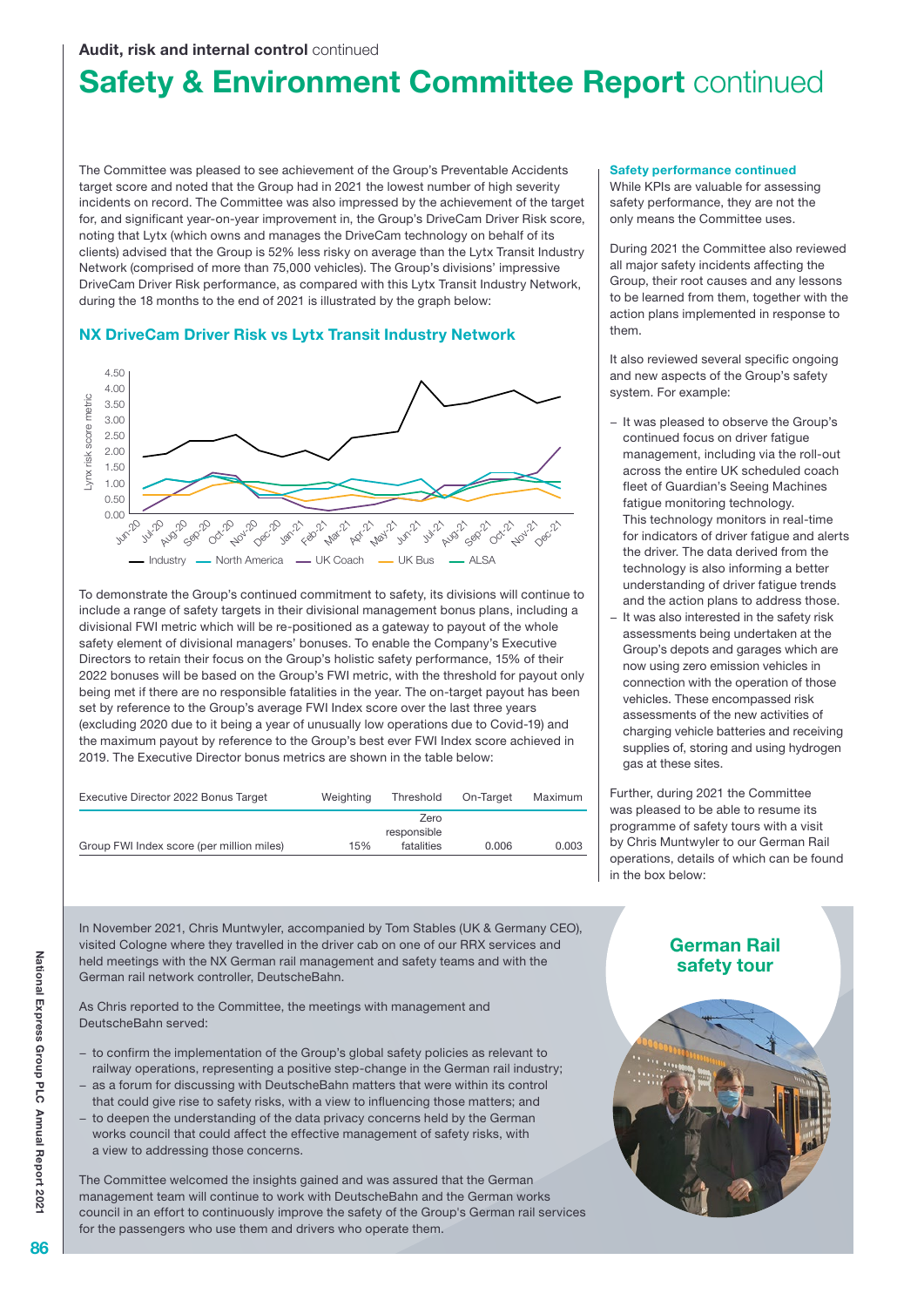# Safety & Environment Committee Report continued

The Committee was pleased to see achievement of the Group's Preventable Accidents target score and noted that the Group had in 2021 the lowest number of high severity incidents on record. The Committee was also impressed by the achievement of the target for, and significant year-on-year improvement in, the Group's DriveCam Driver Risk score, noting that Lytx (which owns and manages the DriveCam technology on behalf of its clients) advised that the Group is 52% less risky on average than the Lytx Transit Industry Network (comprised of more than 75,000 vehicles). The Group's divisions' impressive DriveCam Driver Risk performance, as compared with this Lytx Transit Industry Network, during the 18 months to the end of 2021 is illustrated by the graph below:

### NX DriveCam Driver Risk vs Lytx Transit Industry Network

To demonstrate the Group's continued commitment to safety, its divisions will continue to include a range of safety targets in their divisional management bonus plans, including a divisional FWI metric which will be re-positioned as a gateway to payout of the whole safety element of divisional managers' bonuses. To enable the Company's Executive Directors to retain their focus on the Group's holistic safety performance, 15% of their 2022 bonuses will be based on the Group's FWI metric, with the threshold for payout only being met if there are no responsible fatalities in the year. The on-target payout has been set by reference to the Group's average FWI Index score over the last three years (excluding 2020 due to it being a year of unusually low operations due to Covid-19) and the maximum payout by reference to the Group's best ever FWI Index score achieved in 2019. The Executive Director bonus metrics are shown in the table below:

| Executive Director 2022 Bonus Target | Weighting | Threshold | On-Target | Maximum |
|---|---|---|---|---|
| Group FWI Index score (per million miles) | 15% | Zero responsible fatalities | 0.006 | 0.003 |

### Safety performance continued

While KPIs are valuable for assessing safety performance, they are not the only means the Committee uses.

During 2021 the Committee also reviewed all major safety incidents affecting the Group, their root causes and any lessons to be learned from them, together with the action plans implemented in response to them.

It also reviewed several specific ongoing and new aspects of the Group's safety system. For example:

- It was pleased to observe the Group's continued focus on driver fatigue management, including via the roll-out across the entire UK scheduled coach fleet of Guardian's Seeing Machines fatigue monitoring technology. This technology monitors in real-time for indicators of driver fatigue and alerts the driver. The data derived from the technology is also informing a better understanding of driver fatigue trends and the action plans to address those.
- It was also interested in the safety risk assessments being undertaken at the Group's depots and garages which are now using zero emission vehicles in connection with the operation of those vehicles. These encompassed risk assessments of the new activities of charging vehicle batteries and receiving supplies of, storing and using hydrogen gas at these sites.

Further, during 2021 the Committee was pleased to be able to resume its programme of safety tours with a visit by Chris Muntwyler to our German Rail operations, details of which can be found in the box below:

## German Rail safety tour

In November 2021, Chris Muntwyler, accompanied by Tom Stables (UK & Germany CEO), visited Cologne where they travelled in the driver cab on one of our RRX services and held meetings with the NX German rail management and safety teams and with the German rail network controller, DeutscheBahn.

As Chris reported to the Committee, the meetings with management and DeutscheBahn served:

- to confirm the implementation of the Group's global safety policies as relevant to railway operations, representing a positive step-change in the German rail industry;
- as a forum for discussing with DeutscheBahn matters that were within its control that could give rise to safety risks, with a view to influencing those matters; and
- to deepen the understanding of the data privacy concerns held by the German works council that could affect the effective management of safety risks, with a view to addressing those concerns.

The Committee welcomed the insights gained and was assured that the German management team will continue to work with DeutscheBahn and the German works council in an effort to continuously improve the safety of the Group's German rail services for the passengers who use them and drivers who operate them.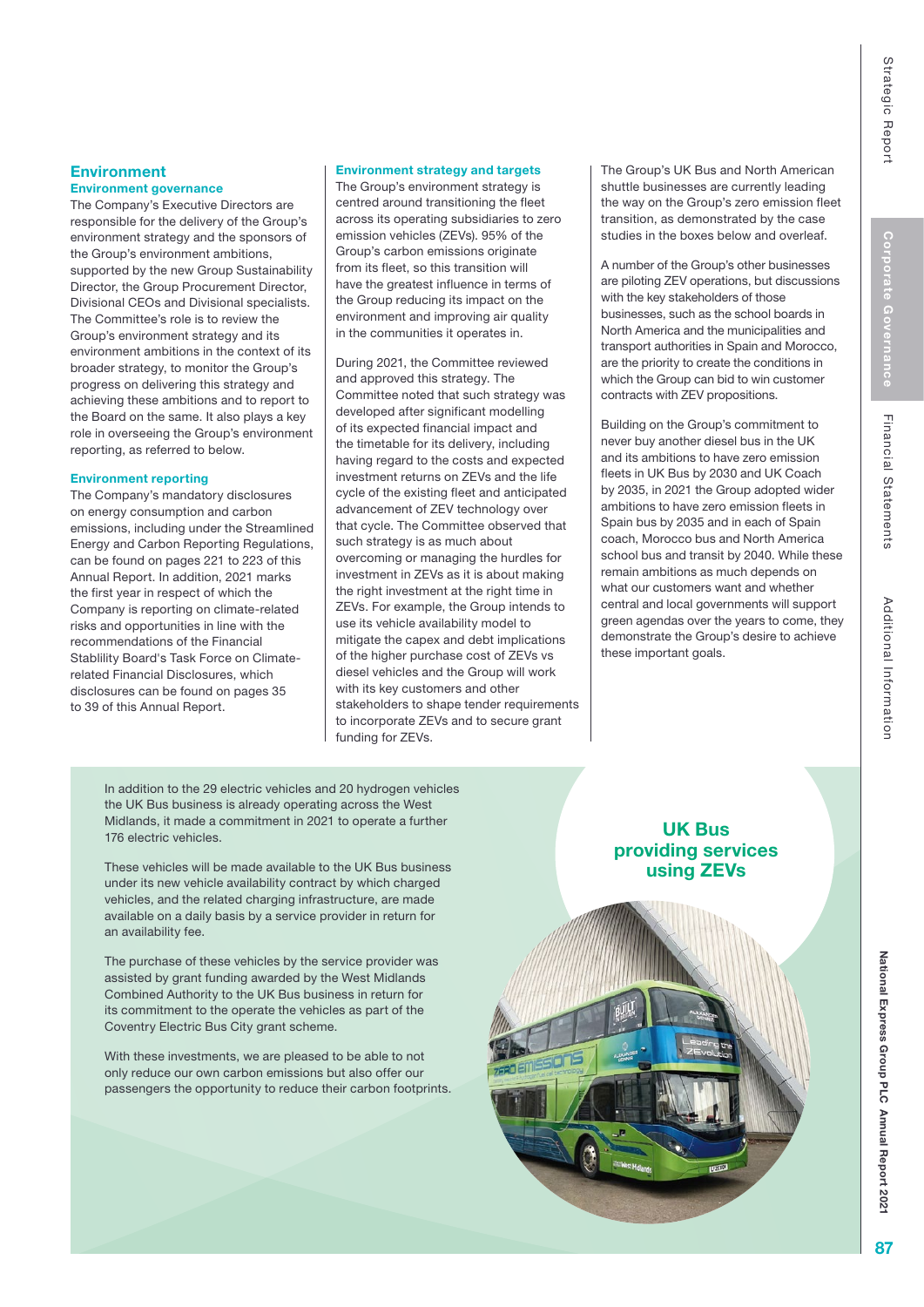## Environment

### Environment governance

The Company's Executive Directors are responsible for the delivery of the Group's environment strategy and the sponsors of the Group's environment ambitions, supported by the new Group Sustainability Director, the Group Procurement Director, Divisional CEOs and Divisional specialists. The Committee's role is to review the Group's environment strategy and its environment ambitions in the context of its broader strategy, to monitor the Group's progress on delivering this strategy and achieving these ambitions and to report to the Board on the same. It also plays a key role in overseeing the Group's environment reporting, as referred to below.

### Environment reporting

The Company's mandatory disclosures on energy consumption and carbon emissions, including under the Streamlined Energy and Carbon Reporting Regulations, can be found on pages 221 to 223 of this Annual Report. In addition, 2021 marks the first year in respect of which the Company is reporting on climate-related risks and opportunities in line with the recommendations of the Financial Stablility Board's Task Force on Climate-related Financial Disclosures, which disclosures can be found on pages 35 to 39 of this Annual Report.

### Environment strategy and targets

The Group's environment strategy is centred around transitioning the fleet across its operating subsidiaries to zero emission vehicles (ZEVs). 95% of the Group's carbon emissions originate from its fleet, so this transition will have the greatest influence in terms of the Group reducing its impact on the environment and improving air quality in the communities it operates in.

During 2021, the Committee reviewed and approved this strategy. The Committee noted that such strategy was developed after significant modelling of its expected financial impact and the timetable for its delivery, including having regard to the costs and expected investment returns on ZEVs and the life cycle of the existing fleet and anticipated advancement of ZEV technology over that cycle. The Committee observed that such strategy is as much about overcoming or managing the hurdles for investment in ZEVs as it is about making the right investment at the right time in ZEVs. For example, the Group intends to use its vehicle availability model to mitigate the capex and debt implications of the higher purchase cost of ZEVs vs diesel vehicles and the Group will work with its key customers and other stakeholders to shape tender requirements to incorporate ZEVs and to secure grant funding for ZEVs.

The Group's UK Bus and North American shuttle businesses are currently leading the way on the Group's zero emission fleet transition, as demonstrated by the case studies in the boxes below and overleaf.

A number of the Group's other businesses are piloting ZEV operations, but discussions with the key stakeholders of those businesses, such as the school boards in North America and the municipalities and transport authorities in Spain and Morocco, are the priority to create the conditions in which the Group can bid to win customer contracts with ZEV propositions.

Building on the Group's commitment to never buy another diesel bus in the UK and its ambitions to have zero emission fleets in UK Bus by 2030 and UK Coach by 2035, in 2021 the Group adopted wider ambitions to have zero emission fleets in Spain bus by 2035 and in each of Spain coach, Morocco bus and North America school bus and transit by 2040. While these remain ambitions as much depends on what our customers want and whether central and local governments will support green agendas over the years to come, they demonstrate the Group's desire to achieve these important goals.

### UK Bus providing services using ZEVs

In addition to the 29 electric vehicles and 20 hydrogen vehicles the UK Bus business is already operating across the West Midlands, it made a commitment in 2021 to operate a further 176 electric vehicles.

These vehicles will be made available to the UK Bus business under its new vehicle availability contract by which charged vehicles, and the related charging infrastructure, are made available on a daily basis by a service provider in return for an availability fee.

The purchase of these vehicles by the service provider was assisted by grant funding awarded by the West Midlands Combined Authority to the UK Bus business in return for its commitment to the operate the vehicles as part of the Coventry Electric Bus City grant scheme.

With these investments, we are pleased to be able to not only reduce our own carbon emissions but also offer our passengers the opportunity to reduce their carbon footprints.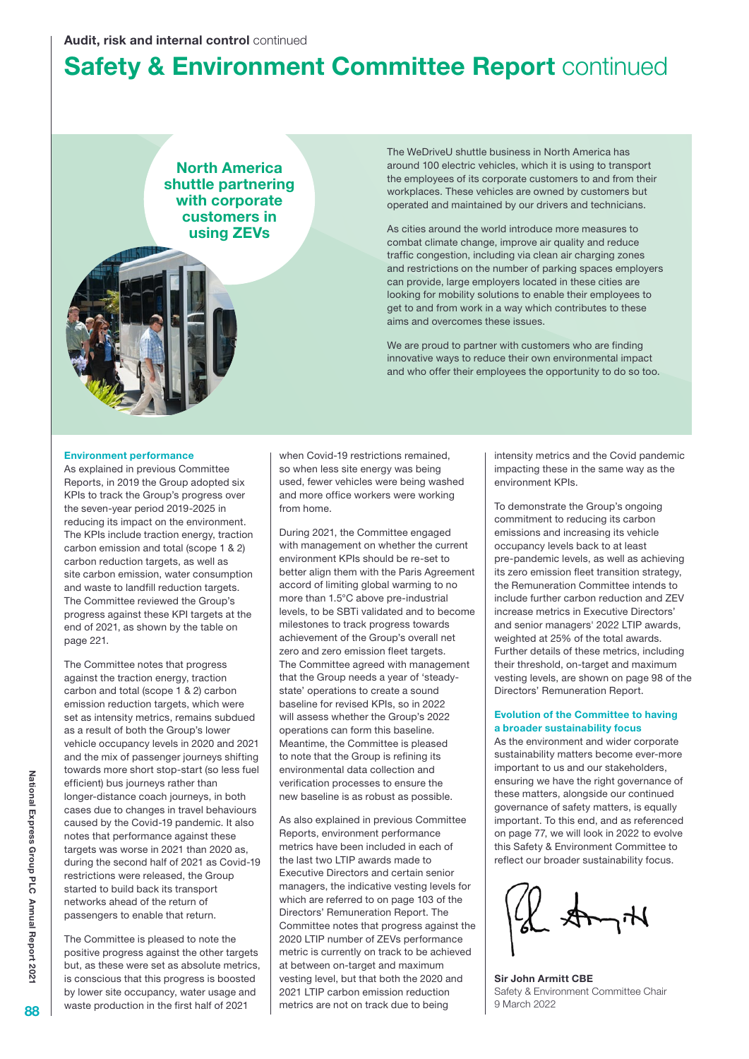Audit, risk and internal control continued

# Safety & Environment Committee Report continued

## North America shuttle partnering with corporate customers in using ZEVs

The WeDriveU shuttle business in North America has around 100 electric vehicles, which it is using to transport the employees of its corporate customers to and from their workplaces. These vehicles are owned by customers but operated and maintained by our drivers and technicians.

As cities around the world introduce more measures to combat climate change, improve air quality and reduce traffic congestion, including via clean air charging zones and restrictions on the number of parking spaces employers can provide, large employers located in these cities are looking for mobility solutions to enable their employees to get to and from work in a way which contributes to these aims and overcomes these issues.

We are proud to partner with customers who are finding innovative ways to reduce their own environmental impact and who offer their employees the opportunity to do so too.

### Environment performance

As explained in previous Committee Reports, in 2019 the Group adopted six KPIs to track the Group's progress over the seven-year period 2019-2025 in reducing its impact on the environment. The KPIs include traction energy, traction carbon emission and total (scope 1 & 2) carbon reduction targets, as well as site carbon emission, water consumption and waste to landfill reduction targets. The Committee reviewed the Group's progress against these KPI targets at the end of 2021, as shown by the table on page 221.

The Committee notes that progress against the traction energy, traction carbon and total (scope 1 & 2) carbon emission reduction targets, which were set as intensity metrics, remains subdued as a result of both the Group's lower vehicle occupancy levels in 2020 and 2021 and the mix of passenger journeys shifting towards more short stop-start (so less fuel efficient) bus journeys rather than longer-distance coach journeys, in both cases due to changes in travel behaviours caused by the Covid-19 pandemic. It also notes that performance against these targets was worse in 2021 than 2020 as, during the second half of 2021 as Covid-19 restrictions were released, the Group started to build back its transport networks ahead of the return of passengers to enable that return.

The Committee is pleased to note the positive progress against the other targets but, as these were set as absolute metrics, is conscious that this progress is boosted by lower site occupancy, water usage and waste production in the first half of 2021 when Covid-19 restrictions remained, so when less site energy was being used, fewer vehicles were being washed and more office workers were working from home.

During 2021, the Committee engaged with management on whether the current environment KPIs should be re-set to better align them with the Paris Agreement accord of limiting global warming to no more than 1.5°C above pre-industrial levels, to be SBTi validated and to become milestones to track progress towards achievement of the Group's overall net zero and zero emission fleet targets. The Committee agreed with management that the Group needs a year of 'steady-state' operations to create a sound baseline for revised KPIs, so in 2022 will assess whether the Group's 2022 operations can form this baseline. Meantime, the Committee is pleased to note that the Group is refining its environmental data collection and verification processes to ensure the new baseline is as robust as possible.

As also explained in previous Committee Reports, environment performance metrics have been included in each of the last two LTIP awards made to Executive Directors and senior managers, the indicative vesting levels for which are referred to on page 103 of the Directors' Remuneration Report. The Committee notes that progress against the 2020 LTIP number of ZEVs performance metric is currently on track to be achieved at between on-target and maximum vesting level, but that both the 2020 and 2021 LTIP carbon emission reduction metrics are not on track due to being intensity metrics and the Covid pandemic impacting these in the same way as the environment KPIs.

To demonstrate the Group's ongoing commitment to reducing its carbon emissions and increasing its vehicle occupancy levels back to at least pre-pandemic levels, as well as achieving its zero emission fleet transition strategy, the Remuneration Committee intends to include further carbon reduction and ZEV increase metrics in Executive Directors' and senior managers' 2022 LTIP awards, weighted at 25% of the total awards. Further details of these metrics, including their threshold, on-target and maximum vesting levels, are shown on page 98 of the Directors' Remuneration Report.

### Evolution of the Committee to having a broader sustainability focus

As the environment and wider corporate sustainability matters become ever-more important to us and our stakeholders, ensuring we have the right governance of these matters, alongside our continued governance of safety matters, is equally important. To this end, and as referenced on page 77, we will look in 2022 to evolve this Safety & Environment Committee to reflect our broader sustainability focus.

**Sir John Armitt CBE**
Safety & Environment Committee Chair
9 March 2022